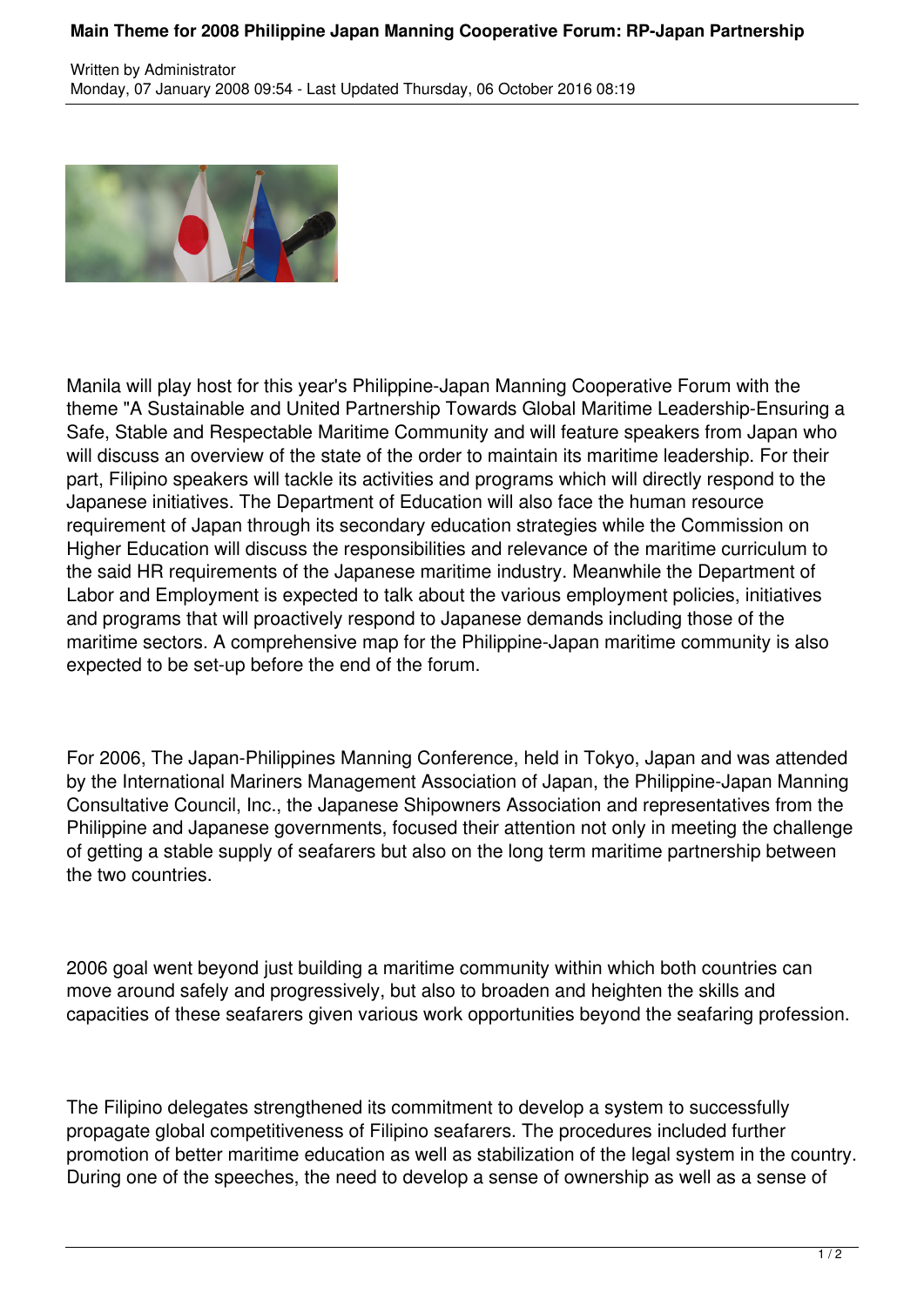# Main Theme for 2008 Philippine Japan Manning Cooperative Forum: RP-Japan Partnership

Written by Administrator
Monday, 07 January 2008 09:54 - Last Updated Thursday, 06 October 2016 08:19

Manila will play host for this year's Philippine-Japan Manning Cooperative Forum with the theme "A Sustainable and United Partnership Towards Global Maritime Leadership-Ensuring a Safe, Stable and Respectable Maritime Community and will feature speakers from Japan who will discuss an overview of the state of the order to maintain its maritime leadership. For their part, Filipino speakers will tackle its activities and programs which will directly respond to the Japanese initiatives. The Department of Education will also face the human resource requirement of Japan through its secondary education strategies while the Commission on Higher Education will discuss the responsibilities and relevance of the maritime curriculum to the said HR requirements of the Japanese maritime industry. Meanwhile the Department of Labor and Employment is expected to talk about the various employment policies, initiatives and programs that will proactively respond to Japanese demands including those of the maritime sectors. A comprehensive map for the Philippine-Japan maritime community is also expected to be set-up before the end of the forum.

For 2006, The Japan-Philippines Manning Conference, held in Tokyo, Japan and was attended by the International Mariners Management Association of Japan, the Philippine-Japan Manning Consultative Council, Inc., the Japanese Shipowners Association and representatives from the Philippine and Japanese governments, focused their attention not only in meeting the challenge of getting a stable supply of seafarers but also on the long term maritime partnership between the two countries.

2006 goal went beyond just building a maritime community within which both countries can move around safely and progressively, but also to broaden and heighten the skills and capacities of these seafarers given various work opportunities beyond the seafaring profession.

The Filipino delegates strengthened its commitment to develop a system to successfully propagate global competitiveness of Filipino seafarers. The procedures included further promotion of better maritime education as well as stabilization of the legal system in the country. During one of the speeches, the need to develop a sense of ownership as well as a sense of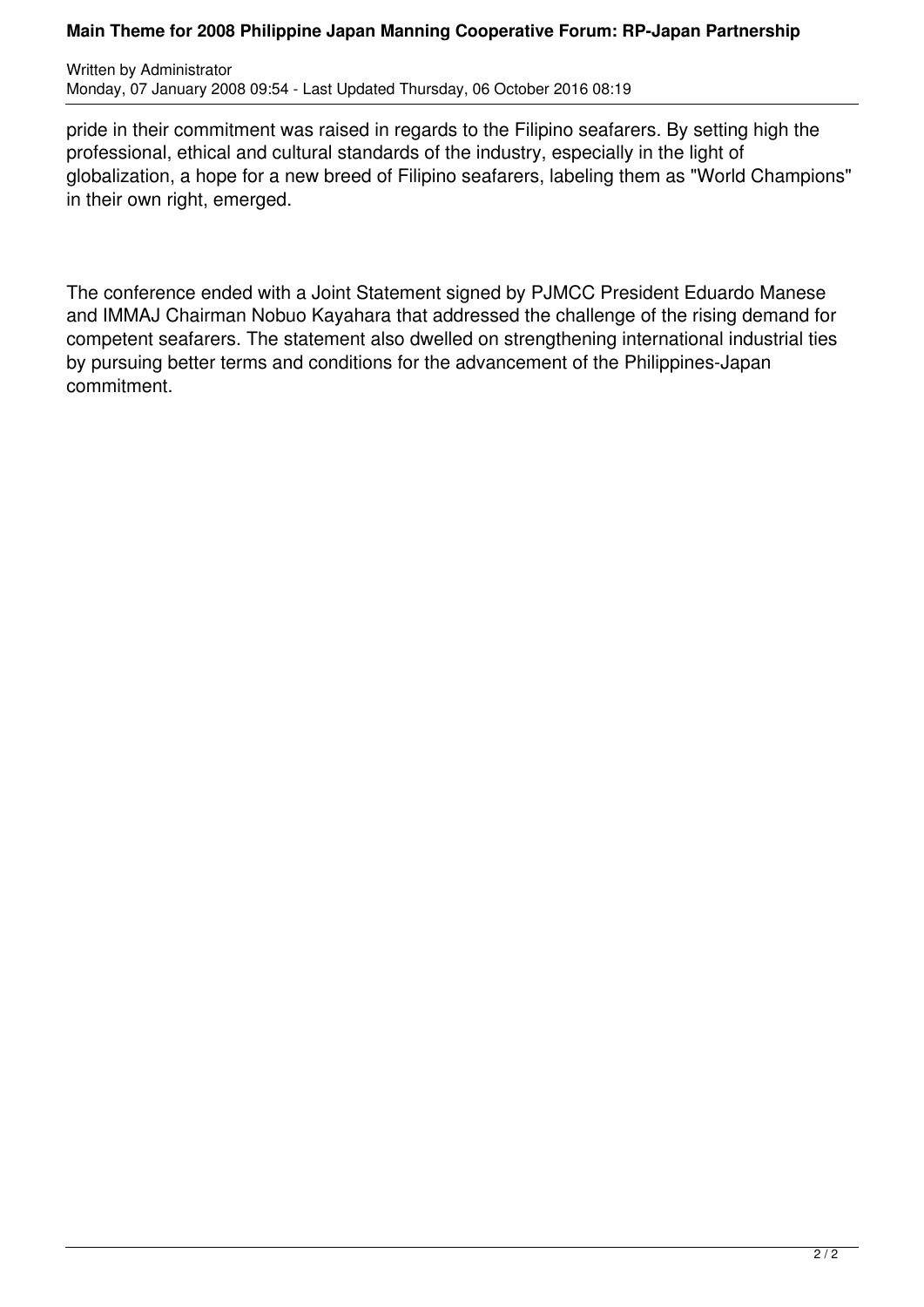pride in their commitment was raised in regards to the Filipino seafarers. By setting high the professional, ethical and cultural standards of the industry, especially in the light of globalization, a hope for a new breed of Filipino seafarers, labeling them as "World Champions" in their own right, emerged.

The conference ended with a Joint Statement signed by PJMCC President Eduardo Manese and IMMAJ Chairman Nobuo Kayahara that addressed the challenge of the rising demand for competent seafarers. The statement also dwelled on strengthening international industrial ties by pursuing better terms and conditions for the advancement of the Philippines-Japan commitment.